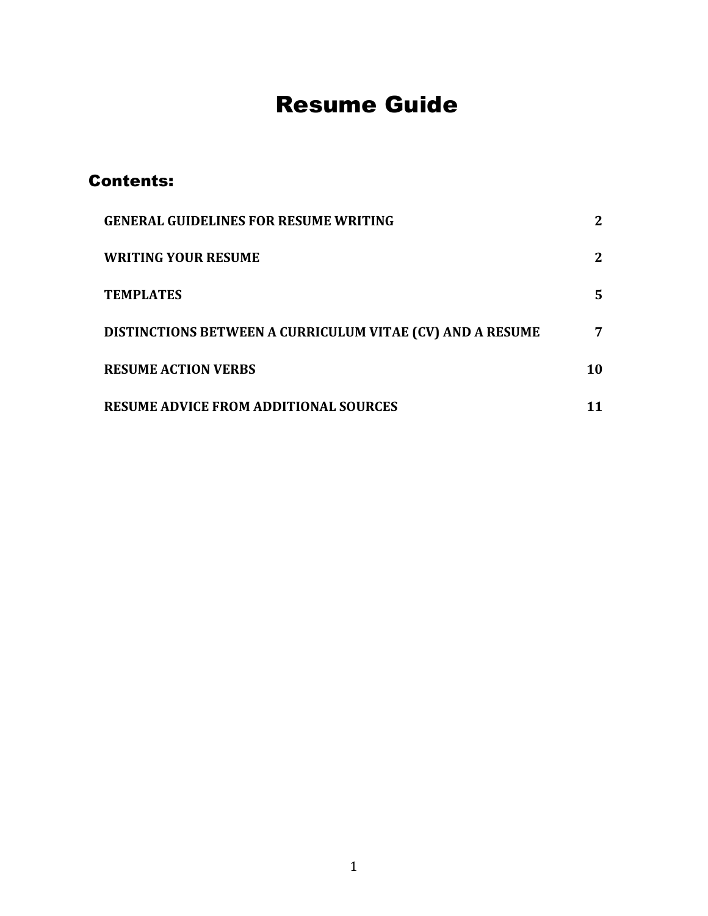# Resume Guide

## Contents:

| | |
|---|---|
| **GENERAL GUIDELINES FOR RESUME WRITING** | **2** |
| **WRITING YOUR RESUME** | **2** |
| **TEMPLATES** | **5** |
| **DISTINCTIONS BETWEEN A CURRICULUM VITAE (CV) AND A RESUME** | **7** |
| **RESUME ACTION VERBS** | **10** |
| **RESUME ADVICE FROM ADDITIONAL SOURCES** | **11** |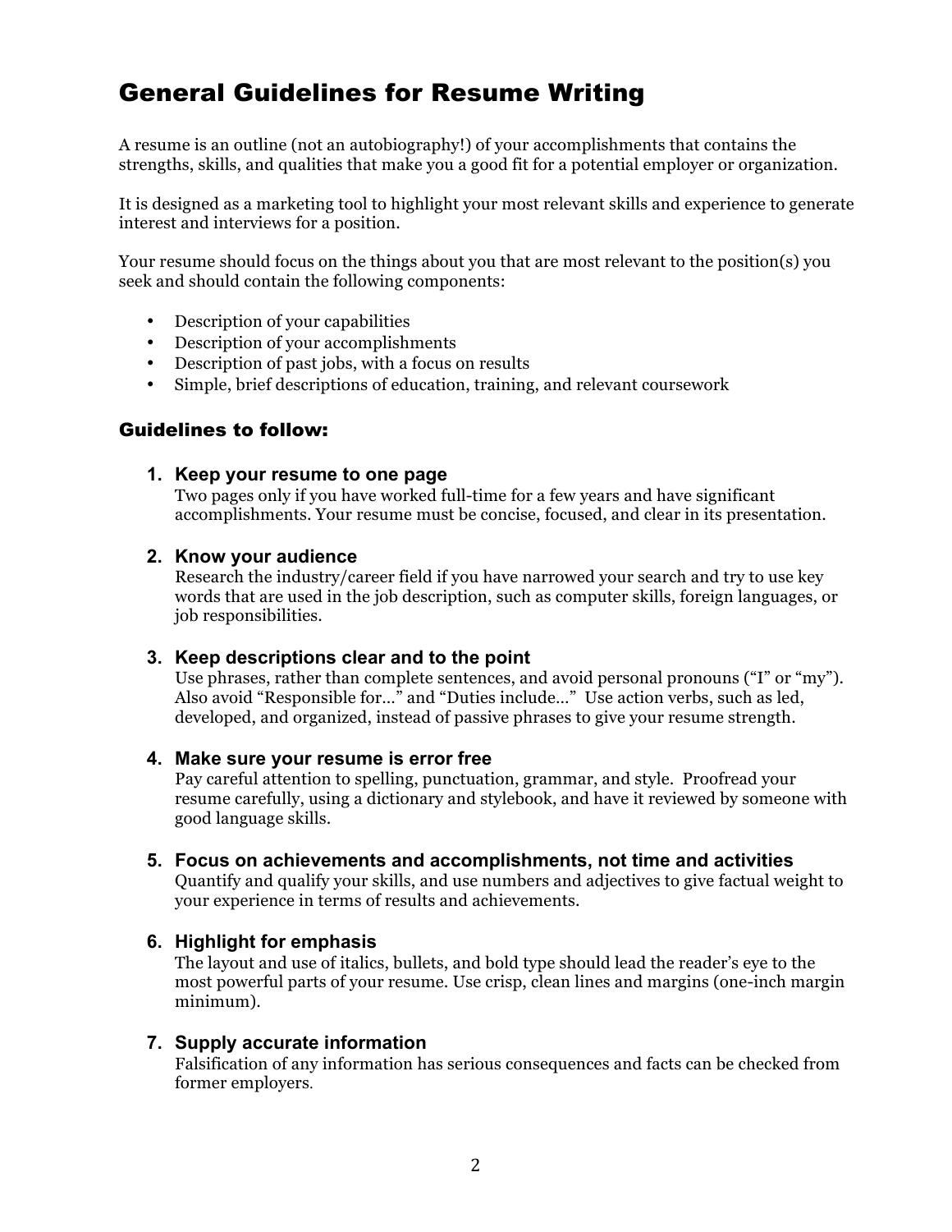# General Guidelines for Resume Writing

A resume is an outline (not an autobiography!) of your accomplishments that contains the strengths, skills, and qualities that make you a good fit for a potential employer or organization.

It is designed as a marketing tool to highlight your most relevant skills and experience to generate interest and interviews for a position.

Your resume should focus on the things about you that are most relevant to the position(s) you seek and should contain the following components:

- Description of your capabilities
- Description of your accomplishments
- Description of past jobs, with a focus on results
- Simple, brief descriptions of education, training, and relevant coursework

## Guidelines to follow:

1. **Keep your resume to one page**
   Two pages only if you have worked full-time for a few years and have significant accomplishments. Your resume must be concise, focused, and clear in its presentation.

2. **Know your audience**
   Research the industry/career field if you have narrowed your search and try to use key words that are used in the job description, such as computer skills, foreign languages, or job responsibilities.

3. **Keep descriptions clear and to the point**
   Use phrases, rather than complete sentences, and avoid personal pronouns ("I" or "my"). Also avoid "Responsible for…" and "Duties include…" Use action verbs, such as led, developed, and organized, instead of passive phrases to give your resume strength.

4. **Make sure your resume is error free**
   Pay careful attention to spelling, punctuation, grammar, and style. Proofread your resume carefully, using a dictionary and stylebook, and have it reviewed by someone with good language skills.

5. **Focus on achievements and accomplishments, not time and activities**
   Quantify and qualify your skills, and use numbers and adjectives to give factual weight to your experience in terms of results and achievements.

6. **Highlight for emphasis**
   The layout and use of italics, bullets, and bold type should lead the reader's eye to the most powerful parts of your resume. Use crisp, clean lines and margins (one-inch margin minimum).

7. **Supply accurate information**
   Falsification of any information has serious consequences and facts can be checked from former employers.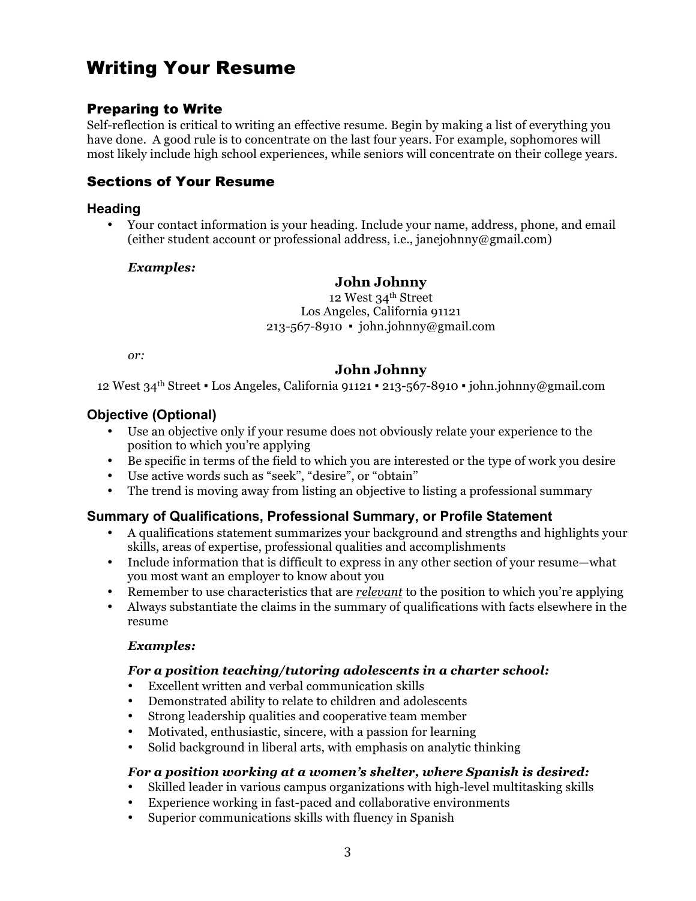# Writing Your Resume

## Preparing to Write

Self-reflection is critical to writing an effective resume. Begin by making a list of everything you have done. A good rule is to concentrate on the last four years. For example, sophomores will most likely include high school experiences, while seniors will concentrate on their college years.

## Sections of Your Resume

### Heading

- Your contact information is your heading. Include your name, address, phone, and email (either student account or professional address, i.e., janejohnny@gmail.com)

***Examples:***

**John Johnny**
12 West 34th Street
Los Angeles, California 91121
213-567-8910 ▪ john.johnny@gmail.com

*or:*

**John Johnny**
12 West 34th Street ▪ Los Angeles, California 91121 ▪ 213-567-8910 ▪ john.johnny@gmail.com

### Objective (Optional)

- Use an objective only if your resume does not obviously relate your experience to the position to which you're applying
- Be specific in terms of the field to which you are interested or the type of work you desire
- Use active words such as "seek", "desire", or "obtain"
- The trend is moving away from listing an objective to listing a professional summary

### Summary of Qualifications, Professional Summary, or Profile Statement

- A qualifications statement summarizes your background and strengths and highlights your skills, areas of expertise, professional qualities and accomplishments
- Include information that is difficult to express in any other section of your resume—what you most want an employer to know about you
- Remember to use characteristics that are ***relevant*** to the position to which you're applying
- Always substantiate the claims in the summary of qualifications with facts elsewhere in the resume

***Examples:***

***For a position teaching/tutoring adolescents in a charter school:***

- Excellent written and verbal communication skills
- Demonstrated ability to relate to children and adolescents
- Strong leadership qualities and cooperative team member
- Motivated, enthusiastic, sincere, with a passion for learning
- Solid background in liberal arts, with emphasis on analytic thinking

***For a position working at a women's shelter, where Spanish is desired:***

- Skilled leader in various campus organizations with high-level multitasking skills
- Experience working in fast-paced and collaborative environments
- Superior communications skills with fluency in Spanish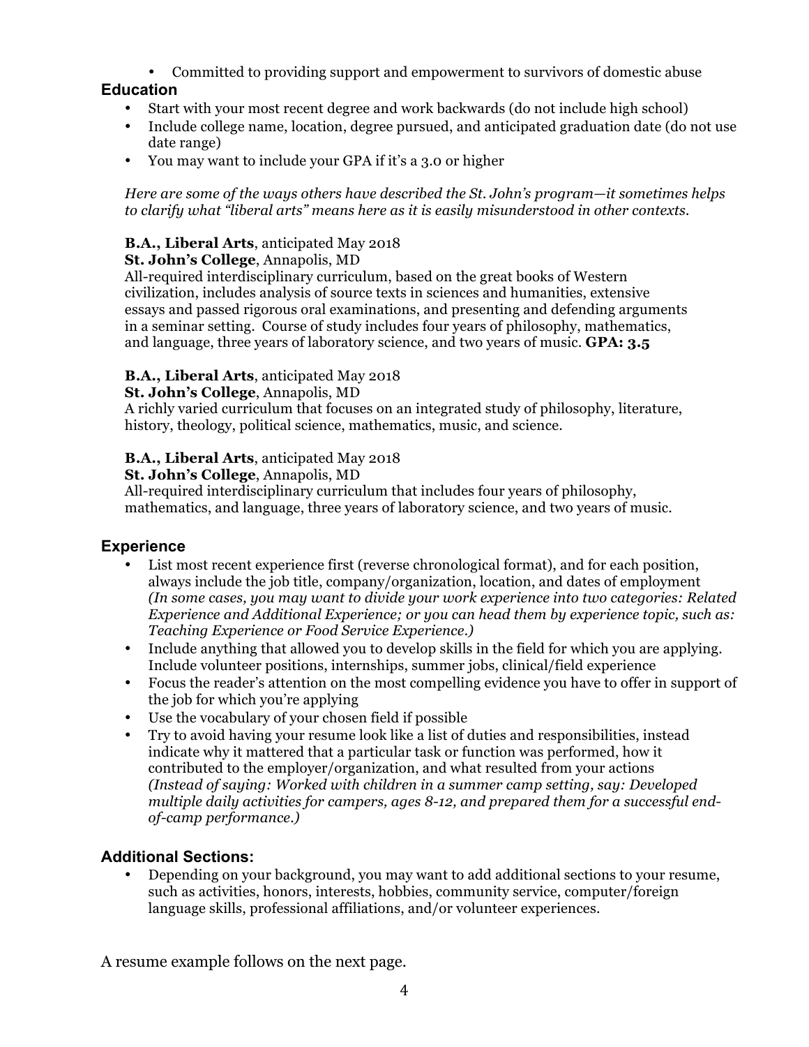- Committed to providing support and empowerment to survivors of domestic abuse

## Education

- Start with your most recent degree and work backwards (do not include high school)
- Include college name, location, degree pursued, and anticipated graduation date (do not use date range)
- You may want to include your GPA if it's a 3.0 or higher

*Here are some of the ways others have described the St. John's program—it sometimes helps to clarify what "liberal arts" means here as it is easily misunderstood in other contexts.*

**B.A., Liberal Arts**, anticipated May 2018
**St. John's College**, Annapolis, MD
All-required interdisciplinary curriculum, based on the great books of Western civilization, includes analysis of source texts in sciences and humanities, extensive essays and passed rigorous oral examinations, and presenting and defending arguments in a seminar setting. Course of study includes four years of philosophy, mathematics, and language, three years of laboratory science, and two years of music. **GPA: 3.5**

**B.A., Liberal Arts**, anticipated May 2018
**St. John's College**, Annapolis, MD
A richly varied curriculum that focuses on an integrated study of philosophy, literature, history, theology, political science, mathematics, music, and science.

**B.A., Liberal Arts**, anticipated May 2018
**St. John's College**, Annapolis, MD
All-required interdisciplinary curriculum that includes four years of philosophy, mathematics, and language, three years of laboratory science, and two years of music.

## Experience

- List most recent experience first (reverse chronological format), and for each position, always include the job title, company/organization, location, and dates of employment *(In some cases, you may want to divide your work experience into two categories: Related Experience and Additional Experience; or you can head them by experience topic, such as: Teaching Experience or Food Service Experience.)*
- Include anything that allowed you to develop skills in the field for which you are applying. Include volunteer positions, internships, summer jobs, clinical/field experience
- Focus the reader's attention on the most compelling evidence you have to offer in support of the job for which you're applying
- Use the vocabulary of your chosen field if possible
- Try to avoid having your resume look like a list of duties and responsibilities, instead indicate why it mattered that a particular task or function was performed, how it contributed to the employer/organization, and what resulted from your actions *(Instead of saying: Worked with children in a summer camp setting, say: Developed multiple daily activities for campers, ages 8-12, and prepared them for a successful end-of-camp performance.)*

## Additional Sections:

- Depending on your background, you may want to add additional sections to your resume, such as activities, honors, interests, hobbies, community service, computer/foreign language skills, professional affiliations, and/or volunteer experiences.

A resume example follows on the next page.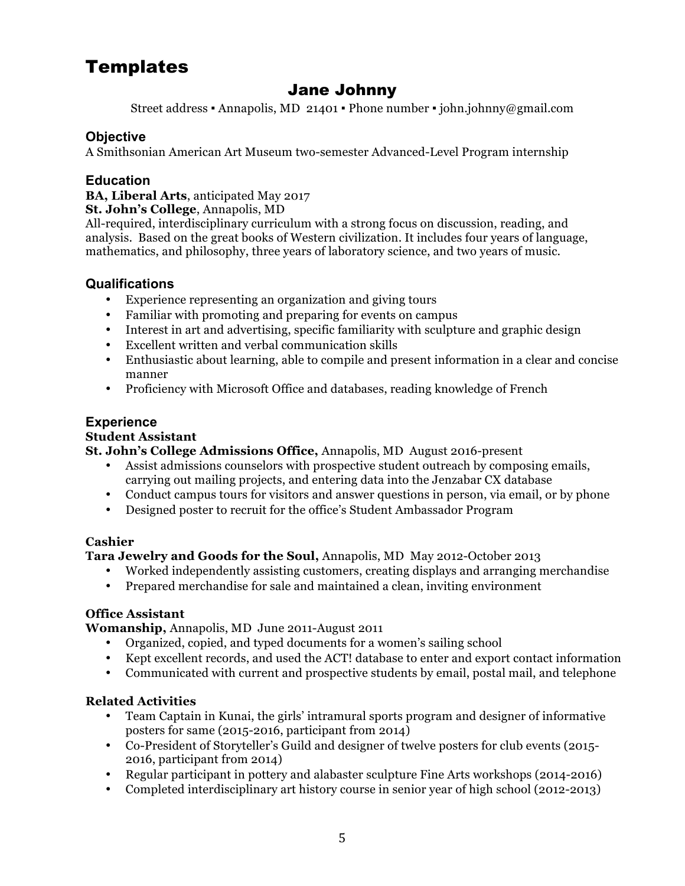# Templates

## Jane Johnny

Street address ▪ Annapolis, MD 21401 ▪ Phone number ▪ john.johnny@gmail.com

### Objective

A Smithsonian American Art Museum two-semester Advanced-Level Program internship

### Education

**BA, Liberal Arts**, anticipated May 2017
**St. John's College**, Annapolis, MD
All-required, interdisciplinary curriculum with a strong focus on discussion, reading, and analysis. Based on the great books of Western civilization. It includes four years of language, mathematics, and philosophy, three years of laboratory science, and two years of music.

### Qualifications

- Experience representing an organization and giving tours
- Familiar with promoting and preparing for events on campus
- Interest in art and advertising, specific familiarity with sculpture and graphic design
- Excellent written and verbal communication skills
- Enthusiastic about learning, able to compile and present information in a clear and concise manner
- Proficiency with Microsoft Office and databases, reading knowledge of French

### Experience

**Student Assistant**
**St. John's College Admissions Office,** Annapolis, MD August 2016-present

- Assist admissions counselors with prospective student outreach by composing emails, carrying out mailing projects, and entering data into the Jenzabar CX database
- Conduct campus tours for visitors and answer questions in person, via email, or by phone
- Designed poster to recruit for the office's Student Ambassador Program

**Cashier**
**Tara Jewelry and Goods for the Soul,** Annapolis, MD May 2012-October 2013

- Worked independently assisting customers, creating displays and arranging merchandise
- Prepared merchandise for sale and maintained a clean, inviting environment

**Office Assistant**
**Womanship,** Annapolis, MD June 2011-August 2011

- Organized, copied, and typed documents for a women's sailing school
- Kept excellent records, and used the ACT! database to enter and export contact information
- Communicated with current and prospective students by email, postal mail, and telephone

**Related Activities**

- Team Captain in Kunai, the girls' intramural sports program and designer of informative posters for same (2015-2016, participant from 2014)
- Co-President of Storyteller's Guild and designer of twelve posters for club events (2015-2016, participant from 2014)
- Regular participant in pottery and alabaster sculpture Fine Arts workshops (2014-2016)
- Completed interdisciplinary art history course in senior year of high school (2012-2013)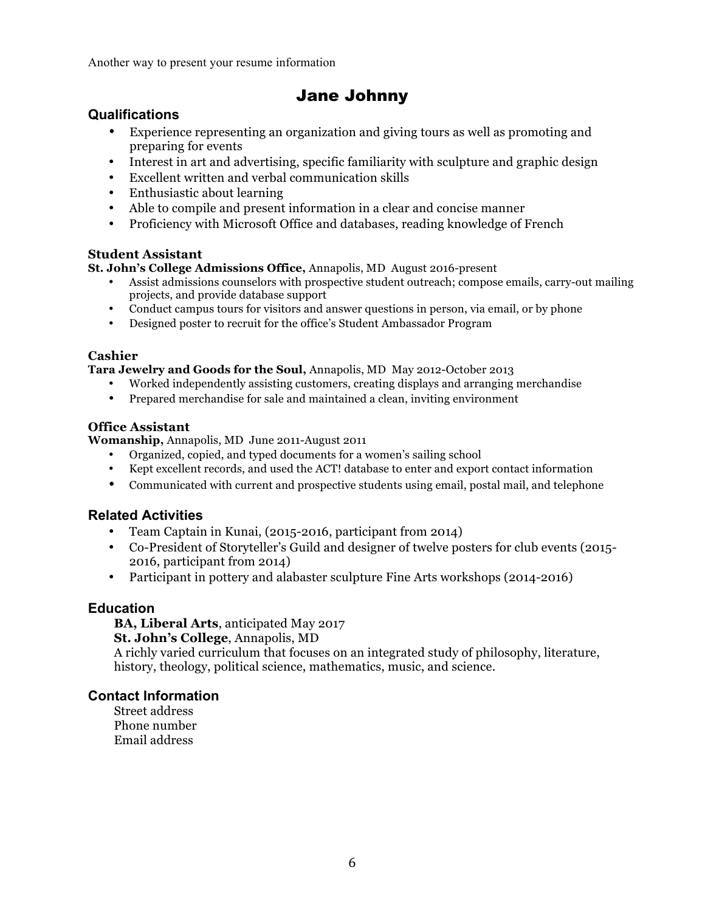Another way to present your resume information

# Jane Johnny

## Qualifications

- Experience representing an organization and giving tours as well as promoting and preparing for events
- Interest in art and advertising, specific familiarity with sculpture and graphic design
- Excellent written and verbal communication skills
- Enthusiastic about learning
- Able to compile and present information in a clear and concise manner
- Proficiency with Microsoft Office and databases, reading knowledge of French

**Student Assistant**
**St. John's College Admissions Office,** Annapolis, MD August 2016-present

- Assist admissions counselors with prospective student outreach; compose emails, carry-out mailing projects, and provide database support
- Conduct campus tours for visitors and answer questions in person, via email, or by phone
- Designed poster to recruit for the office's Student Ambassador Program

**Cashier**
**Tara Jewelry and Goods for the Soul,** Annapolis, MD May 2012-October 2013

- Worked independently assisting customers, creating displays and arranging merchandise
- Prepared merchandise for sale and maintained a clean, inviting environment

**Office Assistant**
**Womanship,** Annapolis, MD June 2011-August 2011

- Organized, copied, and typed documents for a women's sailing school
- Kept excellent records, and used the ACT! database to enter and export contact information
- Communicated with current and prospective students using email, postal mail, and telephone

## Related Activities

- Team Captain in Kunai, (2015-2016, participant from 2014)
- Co-President of Storyteller's Guild and designer of twelve posters for club events (2015-2016, participant from 2014)
- Participant in pottery and alabaster sculpture Fine Arts workshops (2014-2016)

## Education

**BA, Liberal Arts**, anticipated May 2017
**St. John's College**, Annapolis, MD
A richly varied curriculum that focuses on an integrated study of philosophy, literature, history, theology, political science, mathematics, music, and science.

## Contact Information

Street address
Phone number
Email address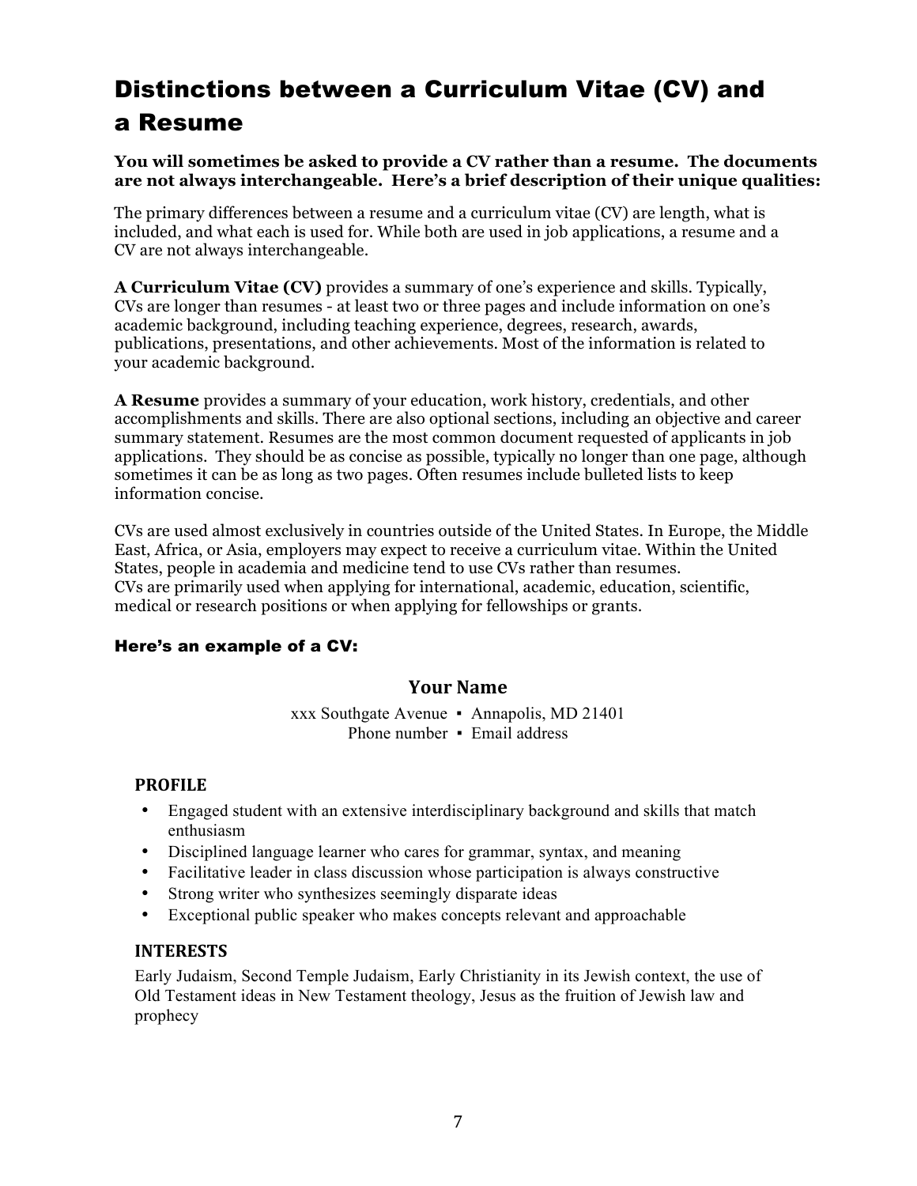# Distinctions between a Curriculum Vitae (CV) and a Resume

**You will sometimes be asked to provide a CV rather than a resume. The documents are not always interchangeable. Here's a brief description of their unique qualities:**

The primary differences between a resume and a curriculum vitae (CV) are length, what is included, and what each is used for. While both are used in job applications, a resume and a CV are not always interchangeable.

**A Curriculum Vitae (CV)** provides a summary of one's experience and skills. Typically, CVs are longer than resumes - at least two or three pages and include information on one's academic background, including teaching experience, degrees, research, awards, publications, presentations, and other achievements. Most of the information is related to your academic background.

**A Resume** provides a summary of your education, work history, credentials, and other accomplishments and skills. There are also optional sections, including an objective and career summary statement. Resumes are the most common document requested of applicants in job applications. They should be as concise as possible, typically no longer than one page, although sometimes it can be as long as two pages. Often resumes include bulleted lists to keep information concise.

CVs are used almost exclusively in countries outside of the United States. In Europe, the Middle East, Africa, or Asia, employers may expect to receive a curriculum vitae. Within the United States, people in academia and medicine tend to use CVs rather than resumes.
CVs are primarily used when applying for international, academic, education, scientific, medical or research positions or when applying for fellowships or grants.

#### Here's an example of a CV:

**Your Name**

xxx Southgate Avenue ▪ Annapolis, MD 21401
Phone number ▪ Email address

**PROFILE**

- Engaged student with an extensive interdisciplinary background and skills that match enthusiasm
- Disciplined language learner who cares for grammar, syntax, and meaning
- Facilitative leader in class discussion whose participation is always constructive
- Strong writer who synthesizes seemingly disparate ideas
- Exceptional public speaker who makes concepts relevant and approachable

**INTERESTS**

Early Judaism, Second Temple Judaism, Early Christianity in its Jewish context, the use of Old Testament ideas in New Testament theology, Jesus as the fruition of Jewish law and prophecy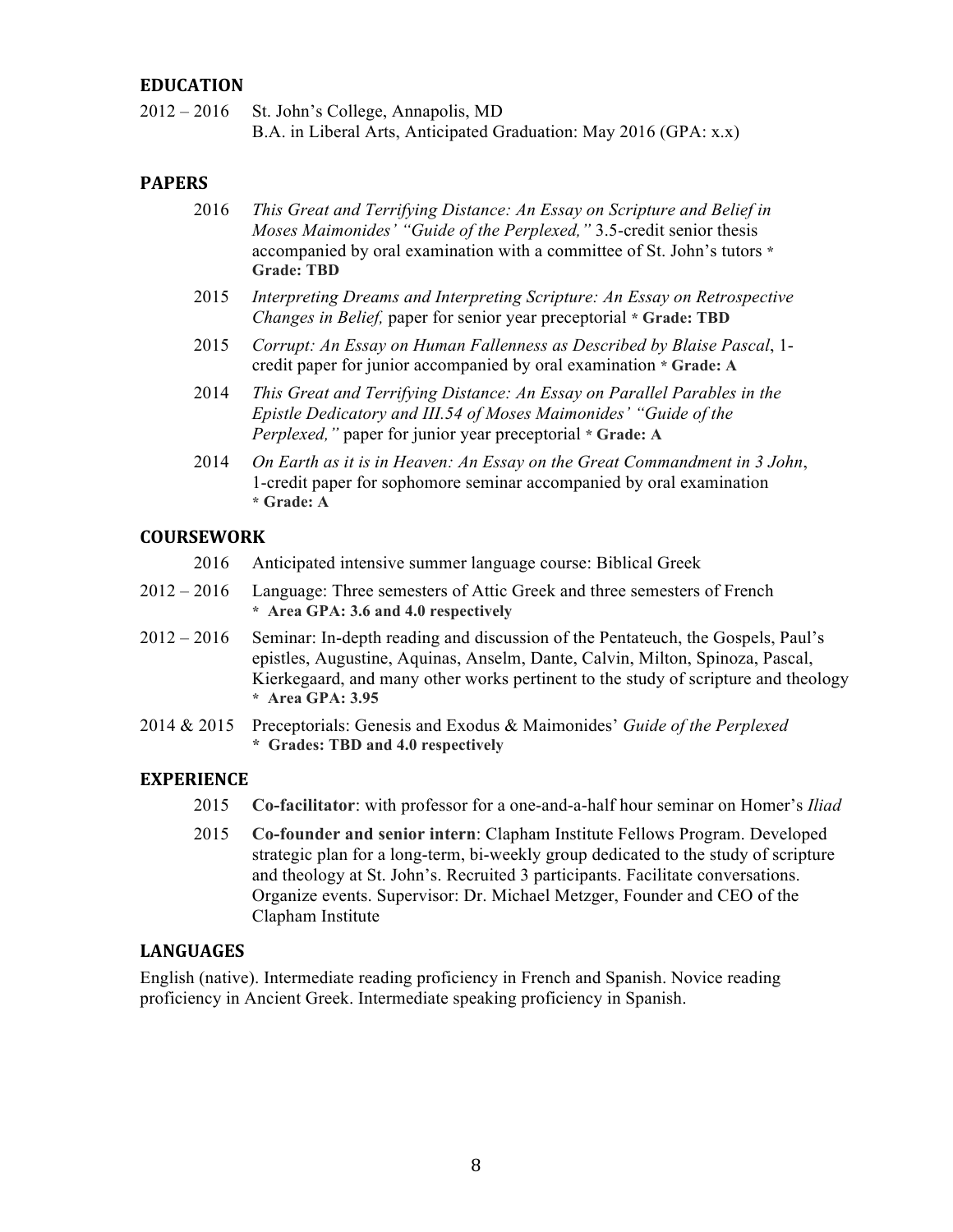## EDUCATION

2012 – 2016 St. John's College, Annapolis, MD
B.A. in Liberal Arts, Anticipated Graduation: May 2016 (GPA: x.x)

## PAPERS

2016 *This Great and Terrifying Distance: An Essay on Scripture and Belief in Moses Maimonides' "Guide of the Perplexed,"* 3.5-credit senior thesis accompanied by oral examination with a committee of St. John's tutors * **Grade: TBD**

2015 *Interpreting Dreams and Interpreting Scripture: An Essay on Retrospective Changes in Belief,* paper for senior year preceptorial * **Grade: TBD**

2015 *Corrupt: An Essay on Human Fallenness as Described by Blaise Pascal*, 1-credit paper for junior accompanied by oral examination * **Grade: A**

2014 *This Great and Terrifying Distance: An Essay on Parallel Parables in the Epistle Dedicatory and III.54 of Moses Maimonides' "Guide of the Perplexed,"* paper for junior year preceptorial * **Grade: A**

2014 *On Earth as it is in Heaven: An Essay on the Great Commandment in 3 John*, 1-credit paper for sophomore seminar accompanied by oral examination * **Grade: A**

## COURSEWORK

2016 Anticipated intensive summer language course: Biblical Greek

2012 – 2016 Language: Three semesters of Attic Greek and three semesters of French
*** Area GPA: 3.6 and 4.0 respectively**

2012 – 2016 Seminar: In-depth reading and discussion of the Pentateuch, the Gospels, Paul's epistles, Augustine, Aquinas, Anselm, Dante, Calvin, Milton, Spinoza, Pascal, Kierkegaard, and many other works pertinent to the study of scripture and theology
*** Area GPA: 3.95**

2014 & 2015 Preceptorials: Genesis and Exodus & Maimonides' *Guide of the Perplexed*
*** Grades: TBD and 4.0 respectively**

## EXPERIENCE

2015 **Co-facilitator**: with professor for a one-and-a-half hour seminar on Homer's *Iliad*

2015 **Co-founder and senior intern**: Clapham Institute Fellows Program. Developed strategic plan for a long-term, bi-weekly group dedicated to the study of scripture and theology at St. John's. Recruited 3 participants. Facilitate conversations. Organize events. Supervisor: Dr. Michael Metzger, Founder and CEO of the Clapham Institute

## LANGUAGES

English (native). Intermediate reading proficiency in French and Spanish. Novice reading proficiency in Ancient Greek. Intermediate speaking proficiency in Spanish.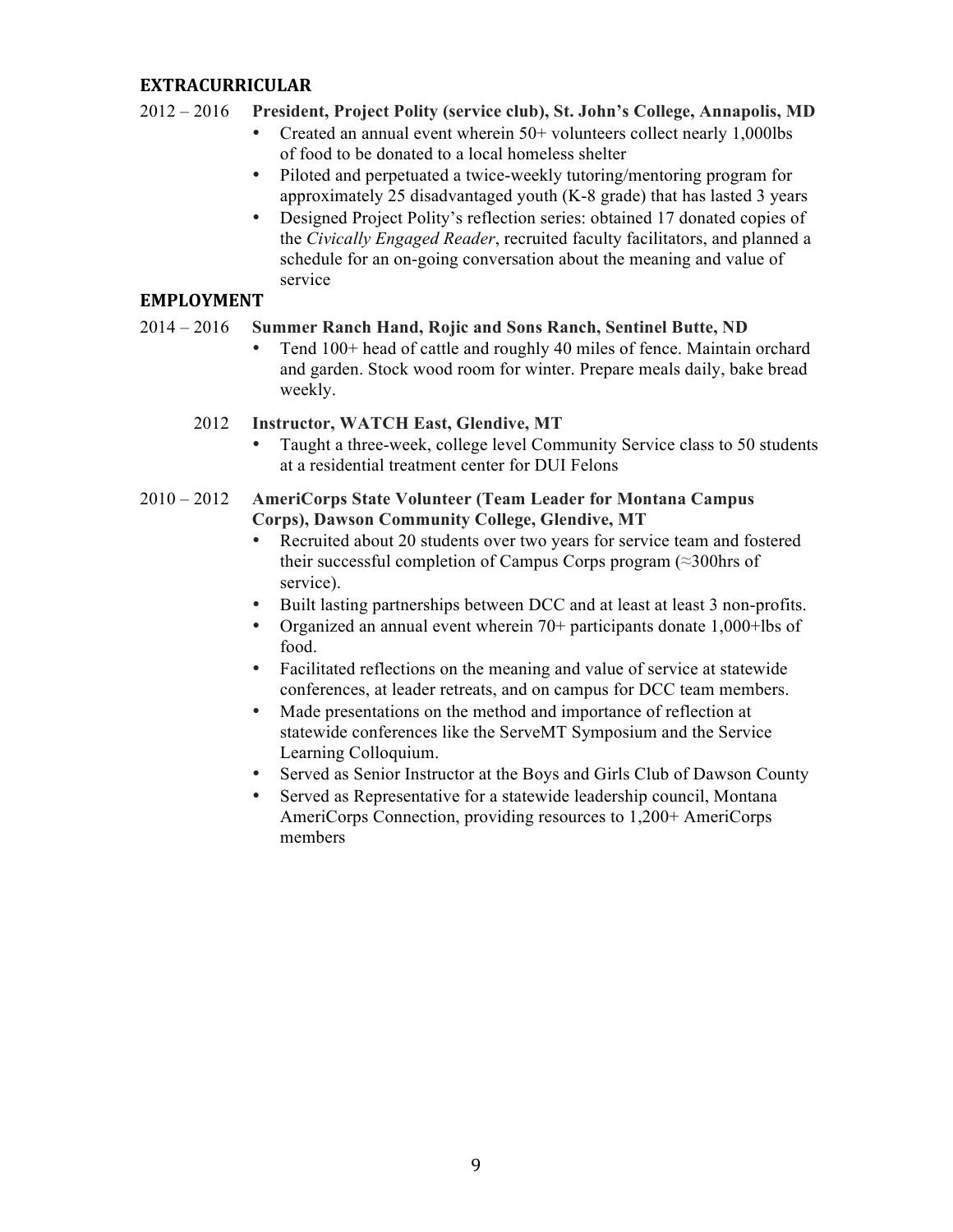## EXTRACURRICULAR

2012 – 2016 **President, Project Polity (service club), St. John's College, Annapolis, MD**

- Created an annual event wherein 50+ volunteers collect nearly 1,000lbs of food to be donated to a local homeless shelter
- Piloted and perpetuated a twice-weekly tutoring/mentoring program for approximately 25 disadvantaged youth (K-8 grade) that has lasted 3 years
- Designed Project Polity's reflection series: obtained 17 donated copies of the *Civically Engaged Reader*, recruited faculty facilitators, and planned a schedule for an on-going conversation about the meaning and value of service

## EMPLOYMENT

2014 – 2016 **Summer Ranch Hand, Rojic and Sons Ranch, Sentinel Butte, ND**

- Tend 100+ head of cattle and roughly 40 miles of fence. Maintain orchard and garden. Stock wood room for winter. Prepare meals daily, bake bread weekly.

2012 **Instructor, WATCH East, Glendive, MT**

- Taught a three-week, college level Community Service class to 50 students at a residential treatment center for DUI Felons

2010 – 2012 **AmeriCorps State Volunteer (Team Leader for Montana Campus Corps), Dawson Community College, Glendive, MT**

- Recruited about 20 students over two years for service team and fostered their successful completion of Campus Corps program (≈300hrs of service).
- Built lasting partnerships between DCC and at least at least 3 non-profits.
- Organized an annual event wherein 70+ participants donate 1,000+lbs of food.
- Facilitated reflections on the meaning and value of service at statewide conferences, at leader retreats, and on campus for DCC team members.
- Made presentations on the method and importance of reflection at statewide conferences like the ServeMT Symposium and the Service Learning Colloquium.
- Served as Senior Instructor at the Boys and Girls Club of Dawson County
- Served as Representative for a statewide leadership council, Montana AmeriCorps Connection, providing resources to 1,200+ AmeriCorps members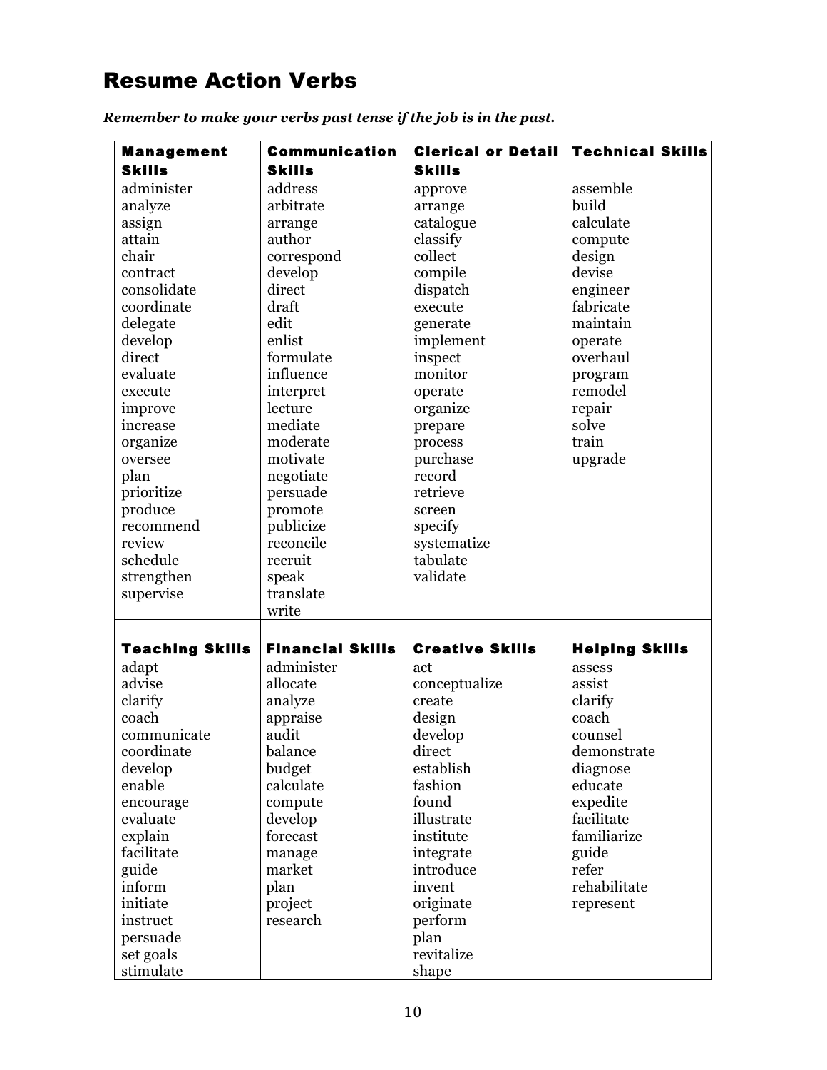# Resume Action Verbs

***Remember to make your verbs past tense if the job is in the past.***

| Management Skills | Communication Skills | Clerical or Detail Skills | Technical Skills |
|---|---|---|---|
| administer | address | approve | assemble |
| analyze | arbitrate | arrange | build |
| assign | arrange | catalogue | calculate |
| attain | author | classify | compute |
| chair | correspond | collect | design |
| contract | develop | compile | devise |
| consolidate | direct | dispatch | engineer |
| coordinate | draft | execute | fabricate |
| delegate | edit | generate | maintain |
| develop | enlist | implement | operate |
| direct | formulate | inspect | overhaul |
| evaluate | influence | monitor | program |
| execute | interpret | operate | remodel |
| improve | lecture | organize | repair |
| increase | mediate | prepare | solve |
| organize | moderate | process | train |
| oversee | motivate | purchase | upgrade |
| plan | negotiate | record | |
| prioritize | persuade | retrieve | |
| produce | promote | screen | |
| recommend | publicize | specify | |
| review | reconcile | systematize | |
| schedule | recruit | tabulate | |
| strengthen | speak | validate | |
| supervise | translate | | |
| | write | | |

| Teaching Skills | Financial Skills | Creative Skills | Helping Skills |
|---|---|---|---|
| adapt | administer | act | assess |
| advise | allocate | conceptualize | assist |
| clarify | analyze | create | clarify |
| coach | appraise | design | coach |
| communicate | audit | develop | counsel |
| coordinate | balance | direct | demonstrate |
| develop | budget | establish | diagnose |
| enable | calculate | fashion | educate |
| encourage | compute | found | expedite |
| evaluate | develop | illustrate | facilitate |
| explain | forecast | institute | familiarize |
| facilitate | manage | integrate | guide |
| guide | market | introduce | refer |
| inform | plan | invent | rehabilitate |
| initiate | project | originate | represent |
| instruct | research | perform | |
| persuade | | plan | |
| set goals | | revitalize | |
| stimulate | | shape | |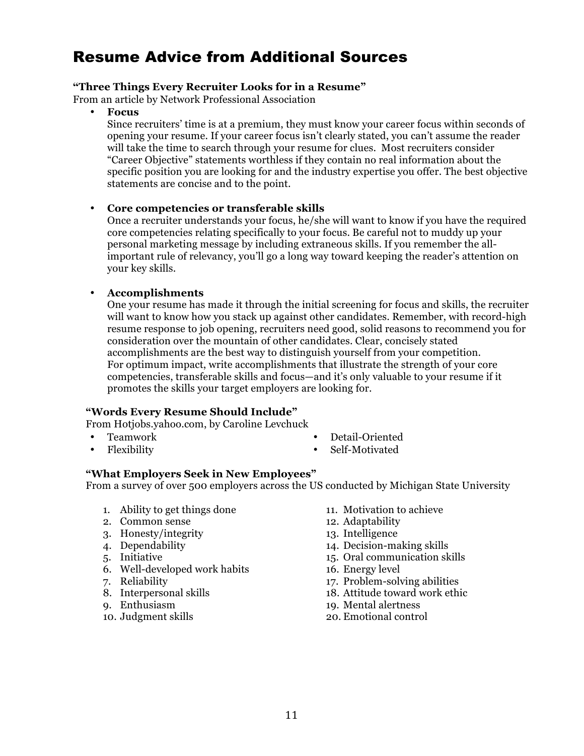# Resume Advice from Additional Sources

**"Three Things Every Recruiter Looks for in a Resume"**
From an article by Network Professional Association

- **Focus**
  Since recruiters' time is at a premium, they must know your career focus within seconds of opening your resume. If your career focus isn't clearly stated, you can't assume the reader will take the time to search through your resume for clues. Most recruiters consider "Career Objective" statements worthless if they contain no real information about the specific position you are looking for and the industry expertise you offer. The best objective statements are concise and to the point.

- **Core competencies or transferable skills**
  Once a recruiter understands your focus, he/she will want to know if you have the required core competencies relating specifically to your focus. Be careful not to muddy up your personal marketing message by including extraneous skills. If you remember the all-important rule of relevancy, you'll go a long way toward keeping the reader's attention on your key skills.

- **Accomplishments**
  One your resume has made it through the initial screening for focus and skills, the recruiter will want to know how you stack up against other candidates. Remember, with record-high resume response to job opening, recruiters need good, solid reasons to recommend you for consideration over the mountain of other candidates. Clear, concisely stated accomplishments are the best way to distinguish yourself from your competition.
  For optimum impact, write accomplishments that illustrate the strength of your core competencies, transferable skills and focus—and it's only valuable to your resume if it promotes the skills your target employers are looking for.

**"Words Every Resume Should Include"**
From Hotjobs.yahoo.com, by Caroline Levchuck

- Teamwork
- Flexibility
- Detail-Oriented
- Self-Motivated

**"What Employers Seek in New Employees"**
From a survey of over 500 employers across the US conducted by Michigan State University

1. Ability to get things done
2. Common sense
3. Honesty/integrity
4. Dependability
5. Initiative
6. Well-developed work habits
7. Reliability
8. Interpersonal skills
9. Enthusiasm
10. Judgment skills
11. Motivation to achieve
12. Adaptability
13. Intelligence
14. Decision-making skills
15. Oral communication skills
16. Energy level
17. Problem-solving abilities
18. Attitude toward work ethic
19. Mental alertness
20. Emotional control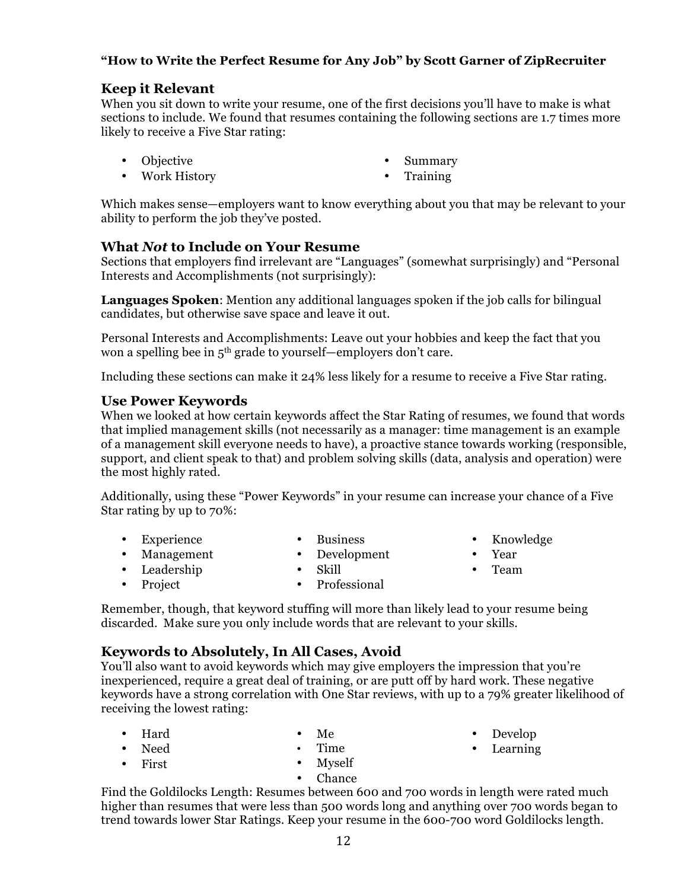**"How to Write the Perfect Resume for Any Job" by Scott Garner of ZipRecruiter**

## Keep it Relevant

When you sit down to write your resume, one of the first decisions you'll have to make is what sections to include. We found that resumes containing the following sections are 1.7 times more likely to receive a Five Star rating:

- Objective
- Work History
- Summary
- Training

Which makes sense—employers want to know everything about you that may be relevant to your ability to perform the job they've posted.

## What *Not* to Include on Your Resume

Sections that employers find irrelevant are "Languages" (somewhat surprisingly) and "Personal Interests and Accomplishments (not surprisingly):

**Languages Spoken**: Mention any additional languages spoken if the job calls for bilingual candidates, but otherwise save space and leave it out.

Personal Interests and Accomplishments: Leave out your hobbies and keep the fact that you won a spelling bee in 5th grade to yourself—employers don't care.

Including these sections can make it 24% less likely for a resume to receive a Five Star rating.

## Use Power Keywords

When we looked at how certain keywords affect the Star Rating of resumes, we found that words that implied management skills (not necessarily as a manager: time management is an example of a management skill everyone needs to have), a proactive stance towards working (responsible, support, and client speak to that) and problem solving skills (data, analysis and operation) were the most highly rated.

Additionally, using these "Power Keywords" in your resume can increase your chance of a Five Star rating by up to 70%:

- Experience
- Management
- Leadership
- Project
- Business
- Development
- Skill
- Professional
- Knowledge
- Year
- Team

Remember, though, that keyword stuffing will more than likely lead to your resume being discarded. Make sure you only include words that are relevant to your skills.

## Keywords to Absolutely, In All Cases, Avoid

You'll also want to avoid keywords which may give employers the impression that you're inexperienced, require a great deal of training, or are putt off by hard work. These negative keywords have a strong correlation with One Star reviews, with up to a 79% greater likelihood of receiving the lowest rating:

- Hard
- Need
- First
- Me
- Time
- Myself
- Chance
- Develop
- Learning

Find the Goldilocks Length: Resumes between 600 and 700 words in length were rated much higher than resumes that were less than 500 words long and anything over 700 words began to trend towards lower Star Ratings. Keep your resume in the 600-700 word Goldilocks length.